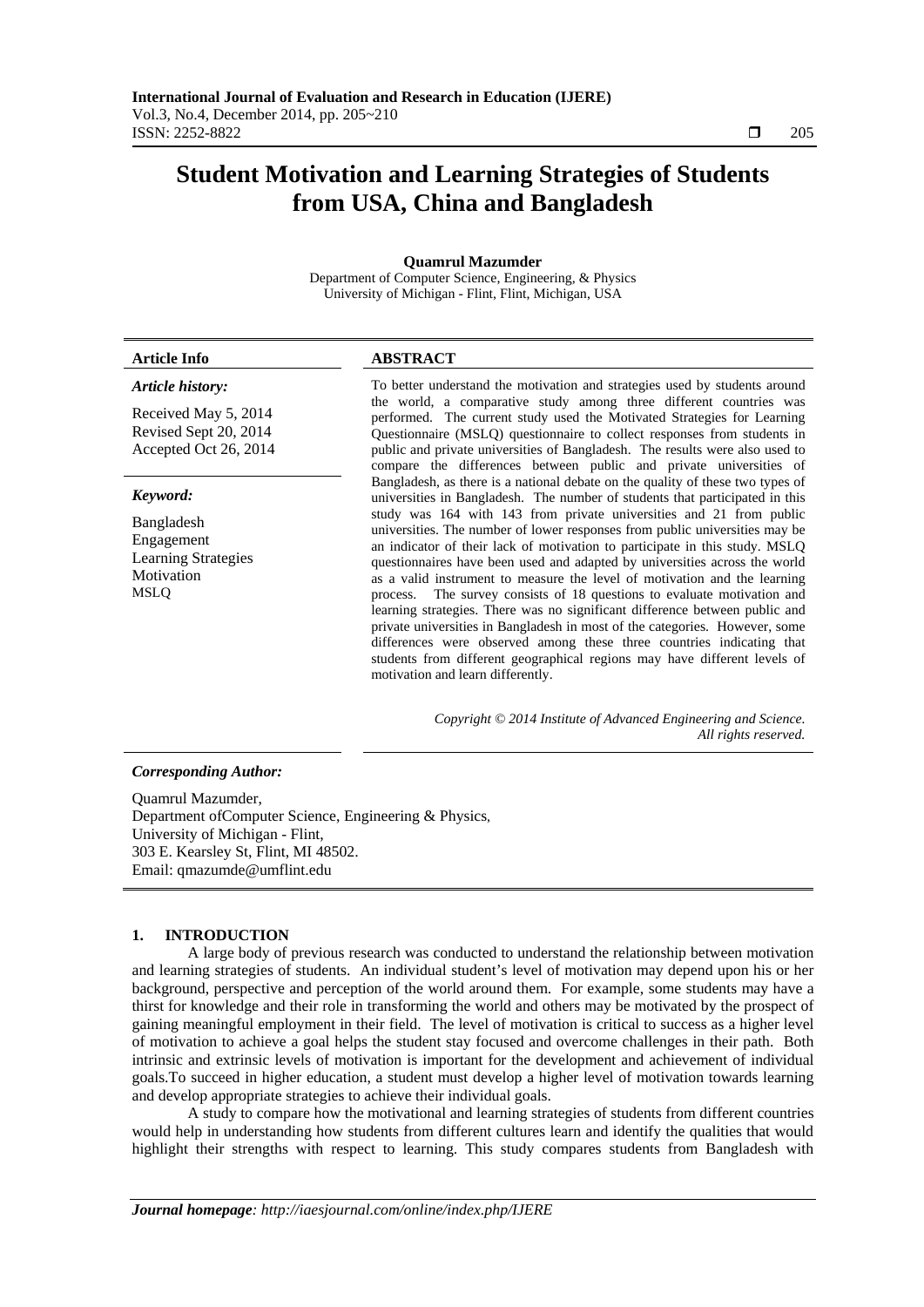# Student Motivation and Learning Strategies of Students from USA, China and Bangladesh

**Quamrul Mazumder**

Department of Computer Science, Engineering, & Physics
University of Michigan - Flint, Flint, Michigan, USA

**Article Info**

***Article history:***

Received May 5, 2014
Revised Sept 20, 2014
Accepted Oct 26, 2014

***Keyword:***

Bangladesh
Engagement
Learning Strategies
Motivation
MSLQ

**ABSTRACT**

To better understand the motivation and strategies used by students around the world, a comparative study among three different countries was performed. The current study used the Motivated Strategies for Learning Questionnaire (MSLQ) questionnaire to collect responses from students in public and private universities of Bangladesh. The results were also used to compare the differences between public and private universities of Bangladesh, as there is a national debate on the quality of these two types of universities in Bangladesh. The number of students that participated in this study was 164 with 143 from private universities and 21 from public universities. The number of lower responses from public universities may be an indicator of their lack of motivation to participate in this study. MSLQ questionnaires have been used and adapted by universities across the world as a valid instrument to measure the level of motivation and the learning process. The survey consists of 18 questions to evaluate motivation and learning strategies. There was no significant difference between public and private universities in Bangladesh in most of the categories. However, some differences were observed among these three countries indicating that students from different geographical regions may have different levels of motivation and learn differently.

*Copyright © 2014 Institute of Advanced Engineering and Science. All rights reserved.*

***Corresponding Author:***

Quamrul Mazumder,
Department ofComputer Science, Engineering & Physics,
University of Michigan - Flint,
303 E. Kearsley St, Flint, MI 48502.
Email: qmazumde@umflint.edu

## 1. INTRODUCTION

A large body of previous research was conducted to understand the relationship between motivation and learning strategies of students. An individual student's level of motivation may depend upon his or her background, perspective and perception of the world around them. For example, some students may have a thirst for knowledge and their role in transforming the world and others may be motivated by the prospect of gaining meaningful employment in their field. The level of motivation is critical to success as a higher level of motivation to achieve a goal helps the student stay focused and overcome challenges in their path. Both intrinsic and extrinsic levels of motivation is important for the development and achievement of individual goals.To succeed in higher education, a student must develop a higher level of motivation towards learning and develop appropriate strategies to achieve their individual goals.

A study to compare how the motivational and learning strategies of students from different countries would help in understanding how students from different cultures learn and identify the qualities that would highlight their strengths with respect to learning. This study compares students from Bangladesh with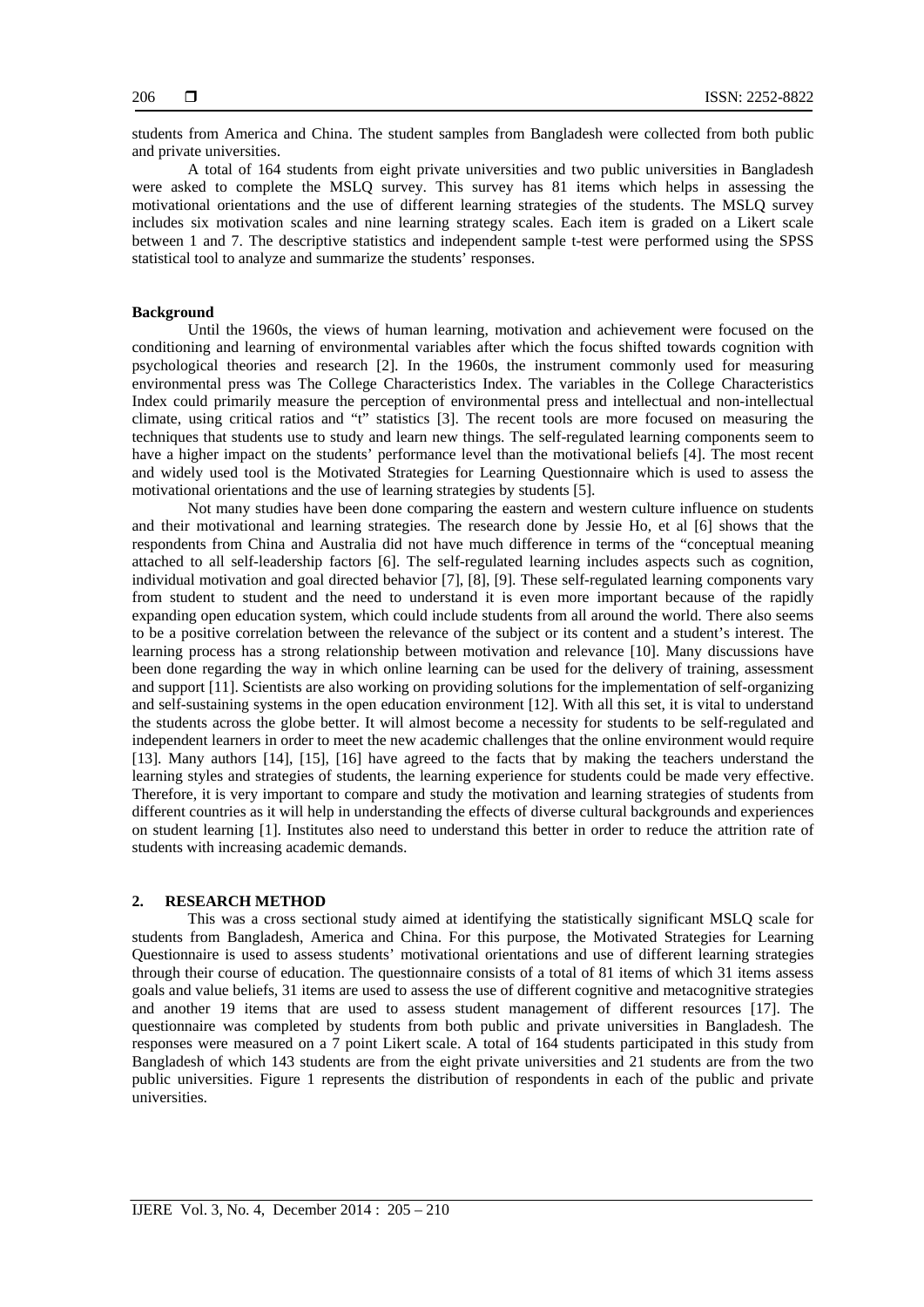students from America and China. The student samples from Bangladesh were collected from both public and private universities.

A total of 164 students from eight private universities and two public universities in Bangladesh were asked to complete the MSLQ survey. This survey has 81 items which helps in assessing the motivational orientations and the use of different learning strategies of the students. The MSLQ survey includes six motivation scales and nine learning strategy scales. Each item is graded on a Likert scale between 1 and 7. The descriptive statistics and independent sample t-test were performed using the SPSS statistical tool to analyze and summarize the students' responses.

**Background**

Until the 1960s, the views of human learning, motivation and achievement were focused on the conditioning and learning of environmental variables after which the focus shifted towards cognition with psychological theories and research [2]. In the 1960s, the instrument commonly used for measuring environmental press was The College Characteristics Index. The variables in the College Characteristics Index could primarily measure the perception of environmental press and intellectual and non-intellectual climate, using critical ratios and "t" statistics [3]. The recent tools are more focused on measuring the techniques that students use to study and learn new things. The self-regulated learning components seem to have a higher impact on the students' performance level than the motivational beliefs [4]. The most recent and widely used tool is the Motivated Strategies for Learning Questionnaire which is used to assess the motivational orientations and the use of learning strategies by students [5].

Not many studies have been done comparing the eastern and western culture influence on students and their motivational and learning strategies. The research done by Jessie Ho, et al [6] shows that the respondents from China and Australia did not have much difference in terms of the "conceptual meaning attached to all self-leadership factors [6]. The self-regulated learning includes aspects such as cognition, individual motivation and goal directed behavior [7], [8], [9]. These self-regulated learning components vary from student to student and the need to understand it is even more important because of the rapidly expanding open education system, which could include students from all around the world. There also seems to be a positive correlation between the relevance of the subject or its content and a student's interest. The learning process has a strong relationship between motivation and relevance [10]. Many discussions have been done regarding the way in which online learning can be used for the delivery of training, assessment and support [11]. Scientists are also working on providing solutions for the implementation of self-organizing and self-sustaining systems in the open education environment [12]. With all this set, it is vital to understand the students across the globe better. It will almost become a necessity for students to be self-regulated and independent learners in order to meet the new academic challenges that the online environment would require [13]. Many authors [14], [15], [16] have agreed to the facts that by making the teachers understand the learning styles and strategies of students, the learning experience for students could be made very effective. Therefore, it is very important to compare and study the motivation and learning strategies of students from different countries as it will help in understanding the effects of diverse cultural backgrounds and experiences on student learning [1]. Institutes also need to understand this better in order to reduce the attrition rate of students with increasing academic demands.

## 2. RESEARCH METHOD

This was a cross sectional study aimed at identifying the statistically significant MSLQ scale for students from Bangladesh, America and China. For this purpose, the Motivated Strategies for Learning Questionnaire is used to assess students' motivational orientations and use of different learning strategies through their course of education. The questionnaire consists of a total of 81 items of which 31 items assess goals and value beliefs, 31 items are used to assess the use of different cognitive and metacognitive strategies and another 19 items that are used to assess student management of different resources [17]. The questionnaire was completed by students from both public and private universities in Bangladesh. The responses were measured on a 7 point Likert scale. A total of 164 students participated in this study from Bangladesh of which 143 students are from the eight private universities and 21 students are from the two public universities. Figure 1 represents the distribution of respondents in each of the public and private universities.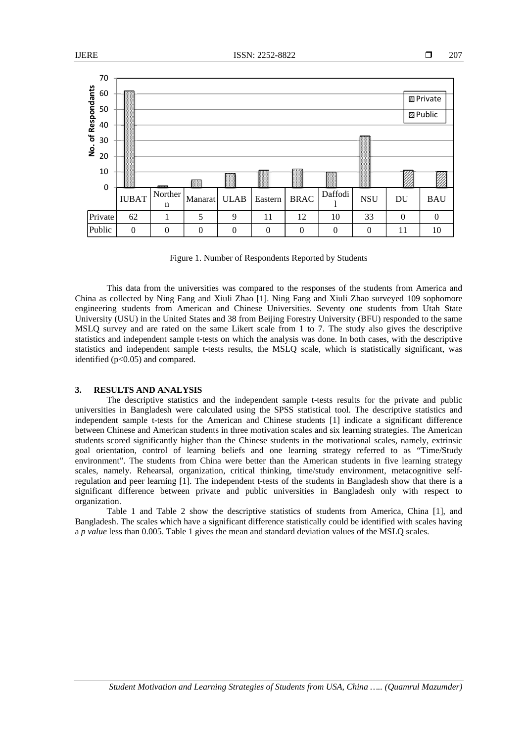|  | IUBAT | Northern | Manarat | ULAB | Eastern | BRAC | Daffodil | NSU | DU | BAU |
|---|---|---|---|---|---|---|---|---|---|---|
| Private | 62 | 1 | 5 | 9 | 11 | 12 | 10 | 33 | 0 | 0 |
| Public | 0 | 0 | 0 | 0 | 0 | 0 | 0 | 0 | 11 | 10 |

Figure 1. Number of Respondents Reported by Students

This data from the universities was compared to the responses of the students from America and China as collected by Ning Fang and Xiuli Zhao [1]. Ning Fang and Xiuli Zhao surveyed 109 sophomore engineering students from American and Chinese Universities. Seventy one students from Utah State University (USU) in the United States and 38 from Beijing Forestry University (BFU) responded to the same MSLQ survey and are rated on the same Likert scale from 1 to 7. The study also gives the descriptive statistics and independent sample t-tests on which the analysis was done. In both cases, with the descriptive statistics and independent sample t-tests results, the MSLQ scale, which is statistically significant, was identified ($p<0.05$) and compared.

## 3. RESULTS AND ANALYSIS

The descriptive statistics and the independent sample t-tests results for the private and public universities in Bangladesh were calculated using the SPSS statistical tool. The descriptive statistics and independent sample t-tests for the American and Chinese students [1] indicate a significant difference between Chinese and American students in three motivation scales and six learning strategies. The American students scored significantly higher than the Chinese students in the motivational scales, namely, extrinsic goal orientation, control of learning beliefs and one learning strategy referred to as "Time/Study environment". The students from China were better than the American students in five learning strategy scales, namely. Rehearsal, organization, critical thinking, time/study environment, metacognitive self-regulation and peer learning [1]. The independent t-tests of the students in Bangladesh show that there is a significant difference between private and public universities in Bangladesh only with respect to organization.

Table 1 and Table 2 show the descriptive statistics of students from America, China [1], and Bangladesh. The scales which have a significant difference statistically could be identified with scales having a *p value* less than 0.005. Table 1 gives the mean and standard deviation values of the MSLQ scales.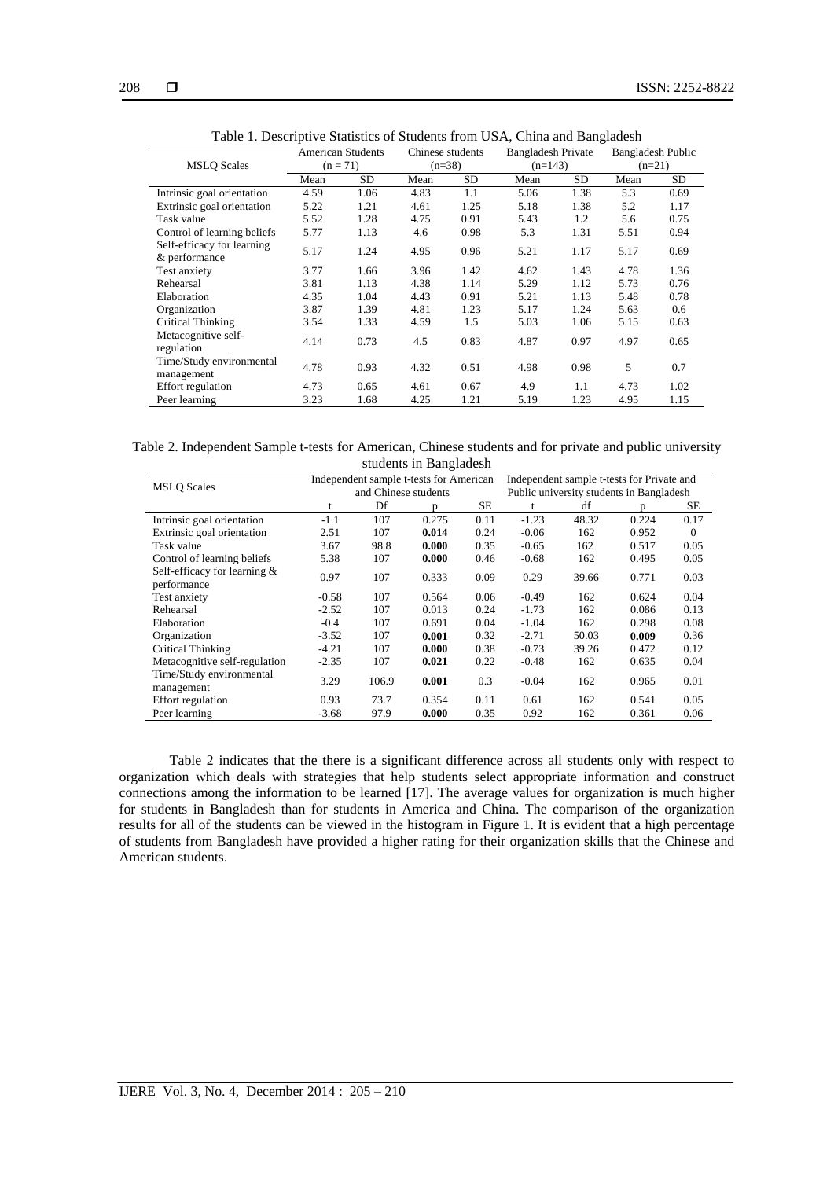Table 1. Descriptive Statistics of Students from USA, China and Bangladesh

| MSLQ Scales | American Students (n = 71) | | Chinese students (n=38) | | Bangladesh Private (n=143) | | Bangladesh Public (n=21) | |
|---|---|---|---|---|---|---|---|---|
| | Mean | SD | Mean | SD | Mean | SD | Mean | SD |
| Intrinsic goal orientation | 4.59 | 1.06 | 4.83 | 1.1 | 5.06 | 1.38 | 5.3 | 0.69 |
| Extrinsic goal orientation | 5.22 | 1.21 | 4.61 | 1.25 | 5.18 | 1.38 | 5.2 | 1.17 |
| Task value | 5.52 | 1.28 | 4.75 | 0.91 | 5.43 | 1.2 | 5.6 | 0.75 |
| Control of learning beliefs | 5.77 | 1.13 | 4.6 | 0.98 | 5.3 | 1.31 | 5.51 | 0.94 |
| Self-efficacy for learning & performance | 5.17 | 1.24 | 4.95 | 0.96 | 5.21 | 1.17 | 5.17 | 0.69 |
| Test anxiety | 3.77 | 1.66 | 3.96 | 1.42 | 4.62 | 1.43 | 4.78 | 1.36 |
| Rehearsal | 3.81 | 1.13 | 4.38 | 1.14 | 5.29 | 1.12 | 5.73 | 0.76 |
| Elaboration | 4.35 | 1.04 | 4.43 | 0.91 | 5.21 | 1.13 | 5.48 | 0.78 |
| Organization | 3.87 | 1.39 | 4.81 | 1.23 | 5.17 | 1.24 | 5.63 | 0.6 |
| Critical Thinking | 3.54 | 1.33 | 4.59 | 1.5 | 5.03 | 1.06 | 5.15 | 0.63 |
| Metacognitive self-regulation | 4.14 | 0.73 | 4.5 | 0.83 | 4.87 | 0.97 | 4.97 | 0.65 |
| Time/Study environmental management | 4.78 | 0.93 | 4.32 | 0.51 | 4.98 | 0.98 | 5 | 0.7 |
| Effort regulation | 4.73 | 0.65 | 4.61 | 0.67 | 4.9 | 1.1 | 4.73 | 1.02 |
| Peer learning | 3.23 | 1.68 | 4.25 | 1.21 | 5.19 | 1.23 | 4.95 | 1.15 |

Table 2. Independent Sample t-tests for American, Chinese students and for private and public university students in Bangladesh

| MSLQ Scales | Independent sample t-tests for American and Chinese students | | | | Independent sample t-tests for Private and Public university students in Bangladesh | | | |
|---|---|---|---|---|---|---|---|---|
| | t | Df | p | SE | t | df | p | SE |
| Intrinsic goal orientation | -1.1 | 107 | 0.275 | 0.11 | -1.23 | 48.32 | 0.224 | 0.17 |
| Extrinsic goal orientation | 2.51 | 107 | **0.014** | 0.24 | -0.06 | 162 | 0.952 | 0 |
| Task value | 3.67 | 98.8 | **0.000** | 0.35 | -0.65 | 162 | 0.517 | 0.05 |
| Control of learning beliefs | 5.38 | 107 | **0.000** | 0.46 | -0.68 | 162 | 0.495 | 0.05 |
| Self-efficacy for learning & performance | 0.97 | 107 | 0.333 | 0.09 | 0.29 | 39.66 | 0.771 | 0.03 |
| Test anxiety | -0.58 | 107 | 0.564 | 0.06 | -0.49 | 162 | 0.624 | 0.04 |
| Rehearsal | -2.52 | 107 | 0.013 | 0.24 | -1.73 | 162 | 0.086 | 0.13 |
| Elaboration | -0.4 | 107 | 0.691 | 0.04 | -1.04 | 162 | 0.298 | 0.08 |
| Organization | -3.52 | 107 | **0.001** | 0.32 | -2.71 | 50.03 | **0.009** | 0.36 |
| Critical Thinking | -4.21 | 107 | **0.000** | 0.38 | -0.73 | 39.26 | 0.472 | 0.12 |
| Metacognitive self-regulation | -2.35 | 107 | **0.021** | 0.22 | -0.48 | 162 | 0.635 | 0.04 |
| Time/Study environmental management | 3.29 | 106.9 | **0.001** | 0.3 | -0.04 | 162 | 0.965 | 0.01 |
| Effort regulation | 0.93 | 73.7 | 0.354 | 0.11 | 0.61 | 162 | 0.541 | 0.05 |
| Peer learning | -3.68 | 97.9 | **0.000** | 0.35 | 0.92 | 162 | 0.361 | 0.06 |

Table 2 indicates that the there is a significant difference across all students only with respect to organization which deals with strategies that help students select appropriate information and construct connections among the information to be learned [17]. The average values for organization is much higher for students in Bangladesh than for students in America and China. The comparison of the organization results for all of the students can be viewed in the histogram in Figure 1. It is evident that a high percentage of students from Bangladesh have provided a higher rating for their organization skills that the Chinese and American students.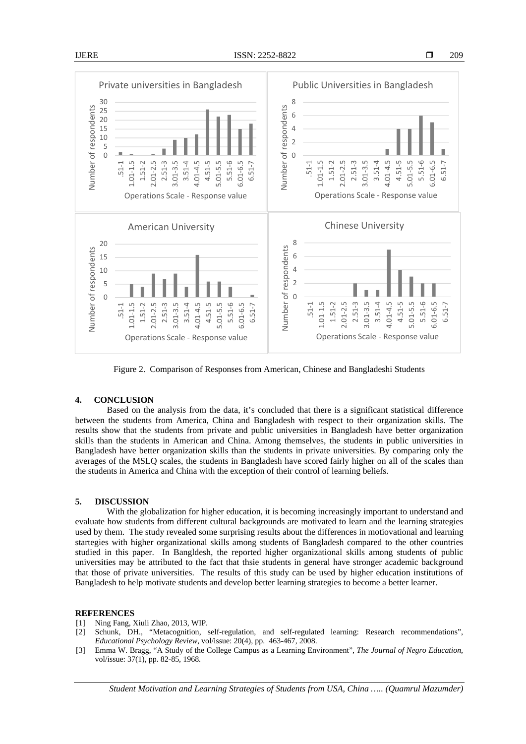Figure 2. Comparison of Responses from American, Chinese and Bangladeshi Students

## 4. CONCLUSION

Based on the analysis from the data, it's concluded that there is a significant statistical difference between the students from America, China and Bangladesh with respect to their organization skills. The results show that the students from private and public universities in Bangladesh have better organization skills than the students in American and China. Among themselves, the students in public universities in Bangladesh have better organization skills than the students in private universities. By comparing only the averages of the MSLQ scales, the students in Bangladesh have scored fairly higher on all of the scales than the students in America and China with the exception of their control of learning beliefs.

## 5. DISCUSSION

With the globalization for higher education, it is becoming increasingly important to understand and evaluate how students from different cultural backgrounds are motivated to learn and the learning strategies used by them. The study revealed some surprising results about the differences in motiovational and learning startegies with higher organizational skills among students of Bangladesh compared to the other countries studied in this paper. In Bangldesh, the reported higher organizational skills among students of public universities may be attributed to the fact that thsie students in general have stronger academic background that those of private universities. The results of this study can be used by higher education institutions of Bangladesh to help motivate students and develop better learning strategies to become a better learner.

## REFERENCES

[1] Ning Fang, Xiuli Zhao, 2013, WIP.

[2] Schunk, DH., "Metacognition, self-regulation, and self-regulated learning: Research recommendations", *Educational Psychology Review*, vol/issue: 20(4), pp. 463-467, 2008.

[3] Emma W. Bragg, "A Study of the College Campus as a Learning Environment", *The Journal of Negro Education*, vol/issue: 37(1), pp. 82-85, 1968.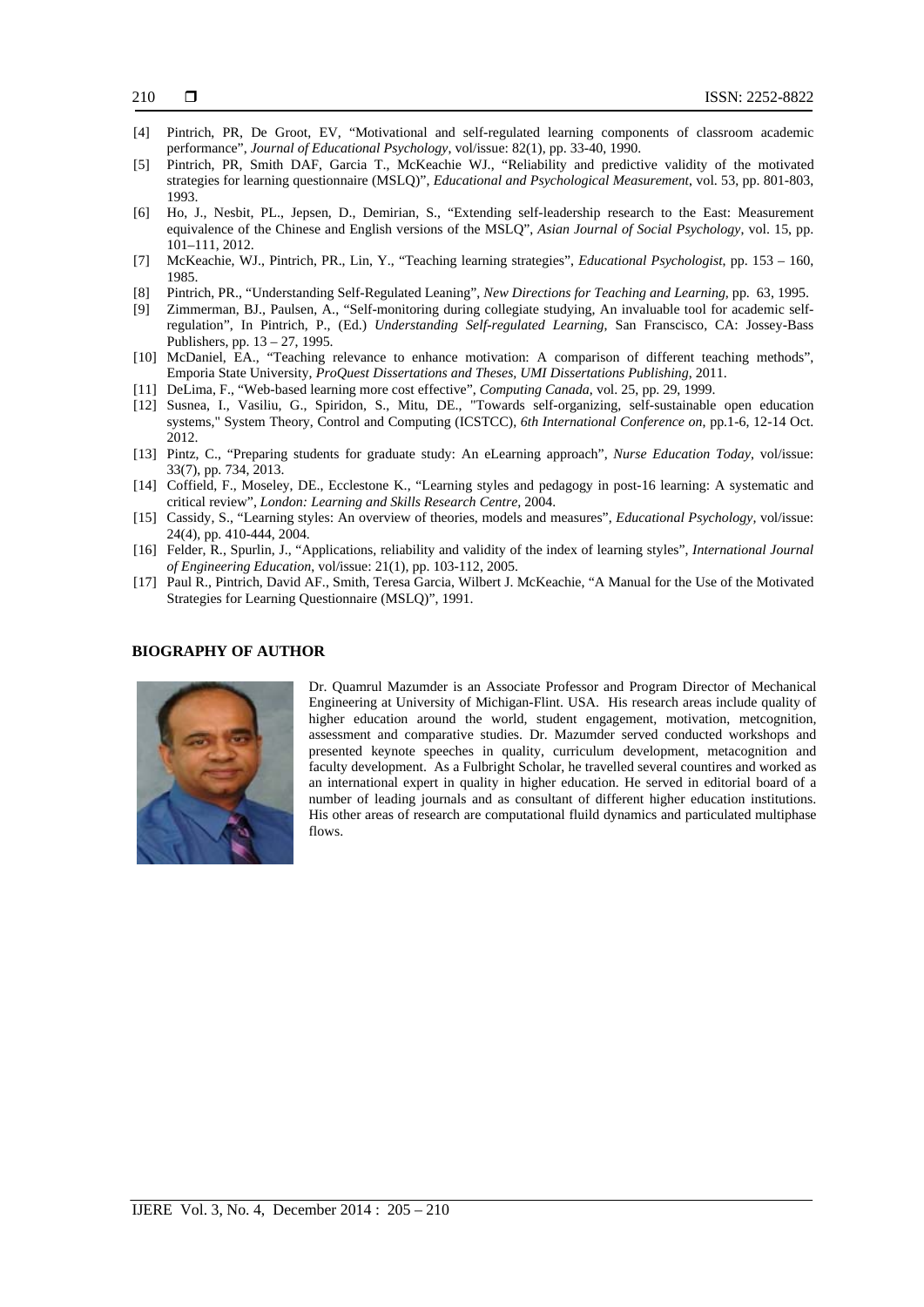[4] Pintrich, PR, De Groot, EV, "Motivational and self-regulated learning components of classroom academic performance", *Journal of Educational Psychology*, vol/issue: 82(1), pp. 33-40, 1990.

[5] Pintrich, PR, Smith DAF, Garcia T., McKeachie WJ., "Reliability and predictive validity of the motivated strategies for learning questionnaire (MSLQ)", *Educational and Psychological Measurement*, vol. 53, pp. 801-803, 1993.

[6] Ho, J., Nesbit, PL., Jepsen, D., Demirian, S., "Extending self-leadership research to the East: Measurement equivalence of the Chinese and English versions of the MSLQ", *Asian Journal of Social Psychology*, vol. 15, pp. 101–111, 2012.

[7] McKeachie, WJ., Pintrich, PR., Lin, Y., "Teaching learning strategies", *Educational Psychologist*, pp. 153 – 160, 1985.

[8] Pintrich, PR., "Understanding Self-Regulated Leaning", *New Directions for Teaching and Learning*, pp. 63, 1995.

[9] Zimmerman, BJ., Paulsen, A., "Self-monitoring during collegiate studying, An invaluable tool for academic self-regulation", In Pintrich, P., (Ed.) *Understanding Self-regulated Learning*, San Franscisco, CA: Jossey-Bass Publishers, pp. 13 – 27, 1995.

[10] McDaniel, EA., "Teaching relevance to enhance motivation: A comparison of different teaching methods", Emporia State University, *ProQuest Dissertations and Theses, UMI Dissertations Publishing*, 2011.

[11] DeLima, F., "Web-based learning more cost effective", *Computing Canada*, vol. 25, pp. 29, 1999.

[12] Susnea, I., Vasiliu, G., Spiridon, S., Mitu, DE., "Towards self-organizing, self-sustainable open education systems," System Theory, Control and Computing (ICSTCC), *6th International Conference on*, pp.1-6, 12-14 Oct. 2012.

[13] Pintz, C., "Preparing students for graduate study: An eLearning approach", *Nurse Education Today*, vol/issue: 33(7), pp. 734, 2013.

[14] Coffield, F., Moseley, DE., Ecclestone K., "Learning styles and pedagogy in post-16 learning: A systematic and critical review", *London: Learning and Skills Research Centre*, 2004.

[15] Cassidy, S., "Learning styles: An overview of theories, models and measures", *Educational Psychology*, vol/issue: 24(4), pp. 410-444, 2004.

[16] Felder, R., Spurlin, J., "Applications, reliability and validity of the index of learning styles", *International Journal of Engineering Education*, vol/issue: 21(1), pp. 103-112, 2005.

[17] Paul R., Pintrich, David AF., Smith, Teresa Garcia, Wilbert J. McKeachie, "A Manual for the Use of the Motivated Strategies for Learning Questionnaire (MSLQ)", 1991.

## BIOGRAPHY OF AUTHOR

Dr. Quamrul Mazumder is an Associate Professor and Program Director of Mechanical Engineering at University of Michigan-Flint. USA. His research areas include quality of higher education around the world, student engagement, motivation, metcognition, assessment and comparative studies. Dr. Mazumder served conducted workshops and presented keynote speeches in quality, curriculum development, metacognition and faculty development. As a Fulbright Scholar, he travelled several countires and worked as an international expert in quality in higher education. He served in editorial board of a number of leading journals and as consultant of different higher education institutions. His other areas of research are computational fluild dynamics and particulated multiphase flows.